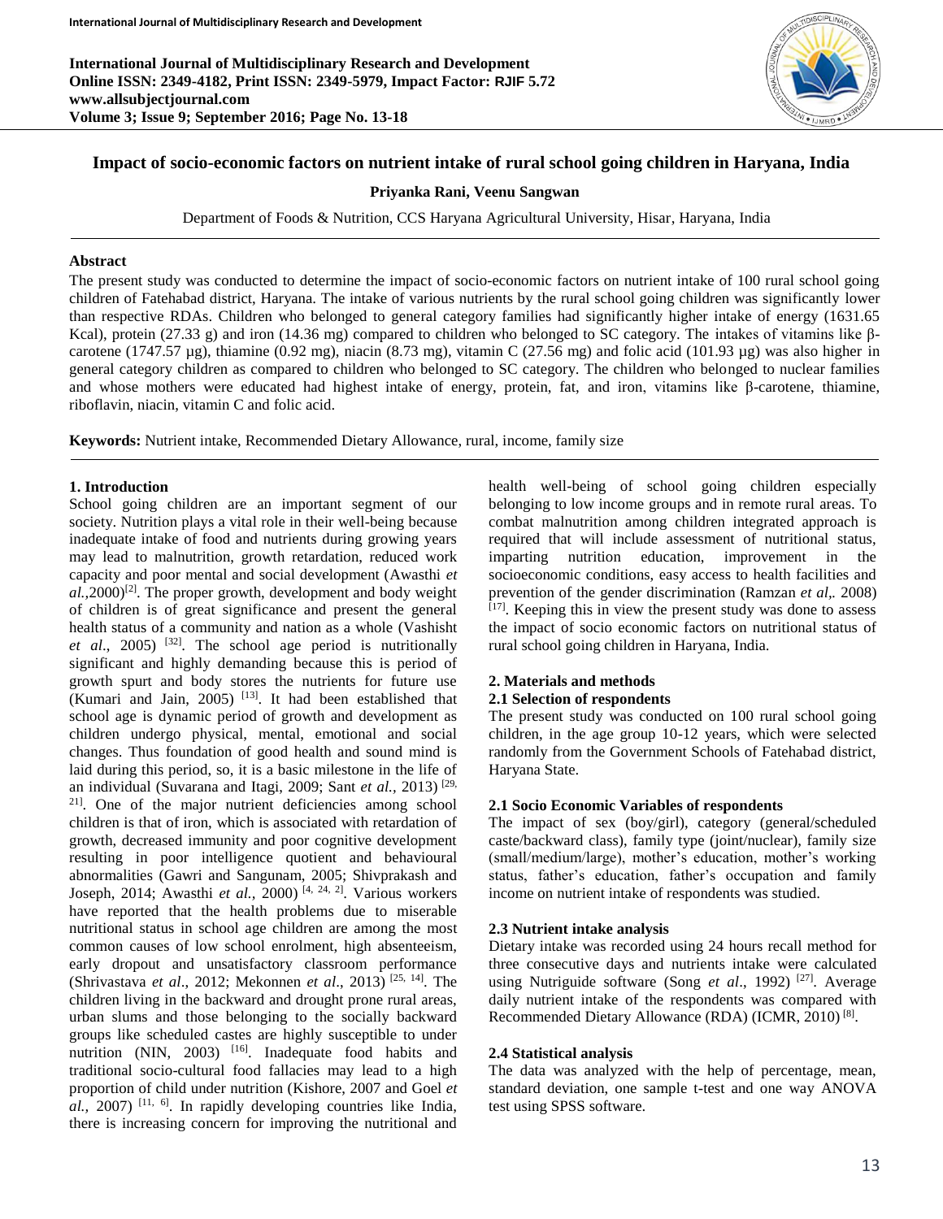# Impact of socio-economic factors on nutrient intake of rural school going children in Haryana, India

**Priyanka Rani, Veenu Sangwan**

Department of Foods & Nutrition, CCS Haryana Agricultural University, Hisar, Haryana, India

## Abstract

The present study was conducted to determine the impact of socio-economic factors on nutrient intake of 100 rural school going children of Fatehabad district, Haryana. The intake of various nutrients by the rural school going children was significantly lower than respective RDAs. Children who belonged to general category families had significantly higher intake of energy (1631.65 Kcal), protein (27.33 g) and iron (14.36 mg) compared to children who belonged to SC category. The intakes of vitamins like β-carotene (1747.57 µg), thiamine (0.92 mg), niacin (8.73 mg), vitamin C (27.56 mg) and folic acid (101.93 µg) was also higher in general category children as compared to children who belonged to SC category. The children who belonged to nuclear families and whose mothers were educated had highest intake of energy, protein, fat, and iron, vitamins like β-carotene, thiamine, riboflavin, niacin, vitamin C and folic acid.

**Keywords:** Nutrient intake, Recommended Dietary Allowance, rural, income, family size

## 1. Introduction

School going children are an important segment of our society. Nutrition plays a vital role in their well-being because inadequate intake of food and nutrients during growing years may lead to malnutrition, growth retardation, reduced work capacity and poor mental and social development (Awasthi *et al.*,2000)[2]. The proper growth, development and body weight of children is of great significance and present the general health status of a community and nation as a whole (Vashisht *et al*., 2005) [32]. The school age period is nutritionally significant and highly demanding because this is period of growth spurt and body stores the nutrients for future use (Kumari and Jain, 2005) [13]. It had been established that school age is dynamic period of growth and development as children undergo physical, mental, emotional and social changes. Thus foundation of good health and sound mind is laid during this period, so, it is a basic milestone in the life of an individual (Suvarana and Itagi, 2009; Sant *et al.,* 2013) [29, 21]. One of the major nutrient deficiencies among school children is that of iron, which is associated with retardation of growth, decreased immunity and poor cognitive development resulting in poor intelligence quotient and behavioural abnormalities (Gawri and Sangunam, 2005; Shivprakash and Joseph, 2014; Awasthi *et al.*, 2000) [4, 24, 2]. Various workers have reported that the health problems due to miserable nutritional status in school age children are among the most common causes of low school enrolment, high absenteeism, early dropout and unsatisfactory classroom performance (Shrivastava *et al*., 2012; Mekonnen *et al*., 2013) [25, 14]. The children living in the backward and drought prone rural areas, urban slums and those belonging to the socially backward groups like scheduled castes are highly susceptible to under nutrition (NIN, 2003) [16]. Inadequate food habits and traditional socio-cultural food fallacies may lead to a high proportion of child under nutrition (Kishore, 2007 and Goel *et al.,* 2007) [11, 6]. In rapidly developing countries like India, there is increasing concern for improving the nutritional and health well-being of school going children especially belonging to low income groups and in remote rural areas. To combat malnutrition among children integrated approach is required that will include assessment of nutritional status, imparting nutrition education, improvement in the socioeconomic conditions, easy access to health facilities and prevention of the gender discrimination (Ramzan *et al,.* 2008) [17]. Keeping this in view the present study was done to assess the impact of socio economic factors on nutritional status of rural school going children in Haryana, India.

## 2. Materials and methods

### 2.1 Selection of respondents

The present study was conducted on 100 rural school going children, in the age group 10-12 years, which were selected randomly from the Government Schools of Fatehabad district, Haryana State.

### 2.1 Socio Economic Variables of respondents

The impact of sex (boy/girl), category (general/scheduled caste/backward class), family type (joint/nuclear), family size (small/medium/large), mother's education, mother's working status, father's education, father's occupation and family income on nutrient intake of respondents was studied.

### 2.3 Nutrient intake analysis

Dietary intake was recorded using 24 hours recall method for three consecutive days and nutrients intake were calculated using Nutriguide software (Song *et al*., 1992) [27]. Average daily nutrient intake of the respondents was compared with Recommended Dietary Allowance (RDA) (ICMR, 2010) [8].

### 2.4 Statistical analysis

The data was analyzed with the help of percentage, mean, standard deviation, one sample t-test and one way ANOVA test using SPSS software.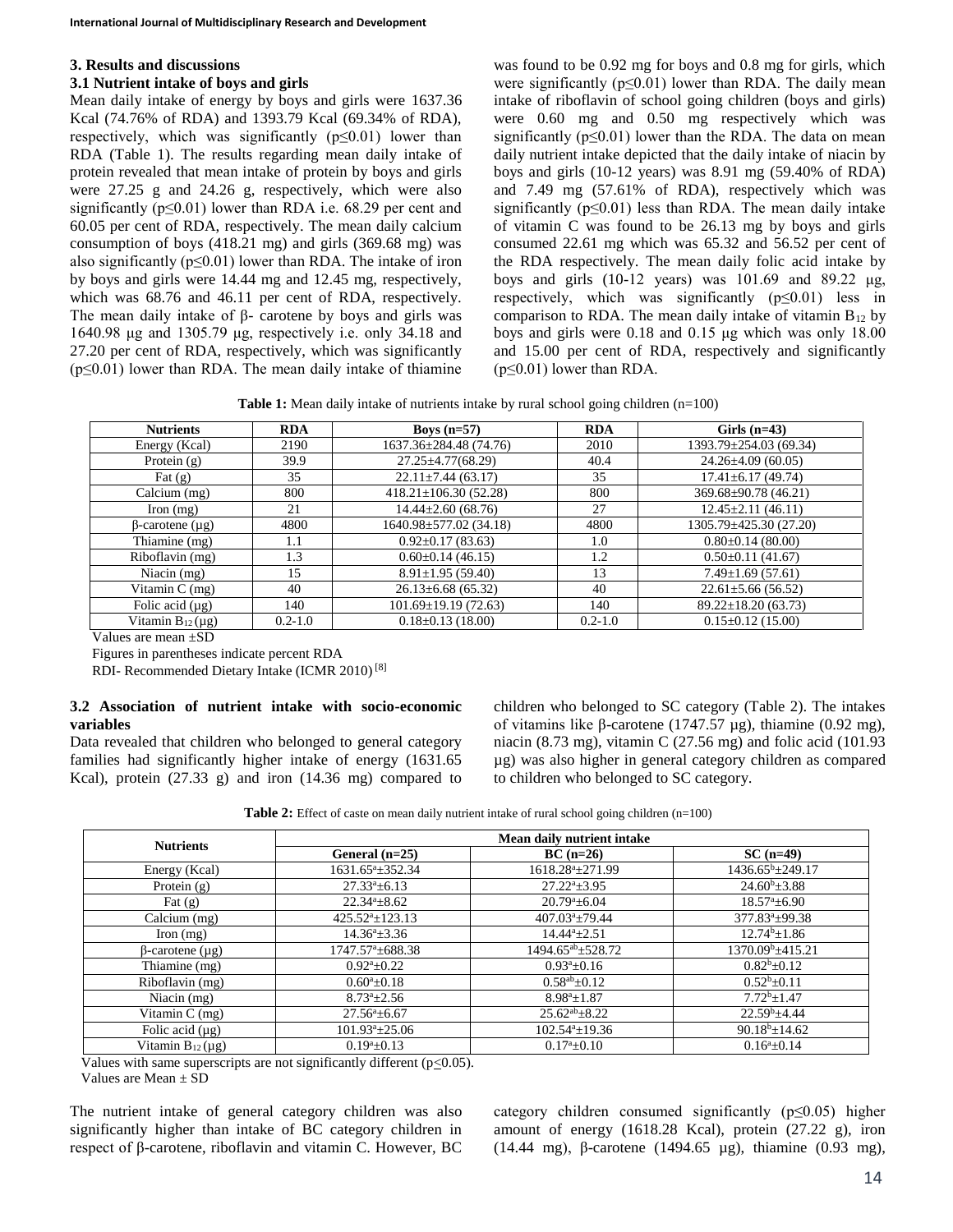## 3. Results and discussions

### 3.1 Nutrient intake of boys and girls

Mean daily intake of energy by boys and girls were 1637.36 Kcal (74.76% of RDA) and 1393.79 Kcal (69.34% of RDA), respectively, which was significantly ($p \leq 0.01$) lower than RDA (Table 1). The results regarding mean daily intake of protein revealed that mean intake of protein by boys and girls were 27.25 g and 24.26 g, respectively, which were also significantly ($p \leq 0.01$) lower than RDA i.e. 68.29 per cent and 60.05 per cent of RDA, respectively. The mean daily calcium consumption of boys (418.21 mg) and girls (369.68 mg) was also significantly ($p \leq 0.01$) lower than RDA. The intake of iron by boys and girls were 14.44 mg and 12.45 mg, respectively, which was 68.76 and 46.11 per cent of RDA, respectively. The mean daily intake of β- carotene by boys and girls was 1640.98 µg and 1305.79 µg, respectively i.e. only 34.18 and 27.20 per cent of RDA, respectively, which was significantly ($p \leq 0.01$) lower than RDA. The mean daily intake of thiamine was found to be 0.92 mg for boys and 0.8 mg for girls, which were significantly ($p \leq 0.01$) lower than RDA. The daily mean intake of riboflavin of school going children (boys and girls) were 0.60 mg and 0.50 mg respectively which was significantly ($p \leq 0.01$) lower than the RDA. The data on mean daily nutrient intake depicted that the daily intake of niacin by boys and girls (10-12 years) was 8.91 mg (59.40% of RDA) and 7.49 mg (57.61% of RDA), respectively which was significantly ($p \leq 0.01$) less than RDA. The mean daily intake of vitamin C was found to be 26.13 mg by boys and girls consumed 22.61 mg which was 65.32 and 56.52 per cent of the RDA respectively. The mean daily folic acid intake by boys and girls (10-12 years) was 101.69 and 89.22 µg, respectively, which was significantly ($p \leq 0.01$) less in comparison to RDA. The mean daily intake of vitamin $B_{12}$ by boys and girls were 0.18 and 0.15 µg which was only 18.00 and 15.00 per cent of RDA, respectively and significantly ($p \leq 0.01$) lower than RDA.

**Table 1:** Mean daily intake of nutrients intake by rural school going children (n=100)

| Nutrients | RDA | Boys (n=57) | RDA | Girls (n=43) |
|---|---|---|---|---|
| Energy (Kcal) | 2190 | 1637.36±284.48 (74.76) | 2010 | 1393.79±254.03 (69.34) |
| Protein (g) | 39.9 | 27.25±4.77(68.29) | 40.4 | 24.26±4.09 (60.05) |
| Fat (g) | 35 | 22.11±7.44 (63.17) | 35 | 17.41±6.17 (49.74) |
| Calcium (mg) | 800 | 418.21±106.30 (52.28) | 800 | 369.68±90.78 (46.21) |
| Iron (mg) | 21 | 14.44±2.60 (68.76) | 27 | 12.45±2.11 (46.11) |
| β-carotene (µg) | 4800 | 1640.98±577.02 (34.18) | 4800 | 1305.79±425.30 (27.20) |
| Thiamine (mg) | 1.1 | 0.92±0.17 (83.63) | 1.0 | 0.80±0.14 (80.00) |
| Riboflavin (mg) | 1.3 | 0.60±0.14 (46.15) | 1.2 | 0.50±0.11 (41.67) |
| Niacin (mg) | 15 | 8.91±1.95 (59.40) | 13 | 7.49±1.69 (57.61) |
| Vitamin C (mg) | 40 | 26.13±6.68 (65.32) | 40 | 22.61±5.66 (56.52) |
| Folic acid (µg) | 140 | 101.69±19.19 (72.63) | 140 | 89.22±18.20 (63.73) |
| Vitamin $B_{12}$ (µg) | 0.2-1.0 | 0.18±0.13 (18.00) | 0.2-1.0 | 0.15±0.12 (15.00) |

Values are mean ±SD

Figures in parentheses indicate percent RDA

RDI- Recommended Dietary Intake (ICMR 2010) [8]

### 3.2 Association of nutrient intake with socio-economic variables

Data revealed that children who belonged to general category families had significantly higher intake of energy (1631.65 Kcal), protein (27.33 g) and iron (14.36 mg) compared to children who belonged to SC category (Table 2). The intakes of vitamins like β-carotene (1747.57 µg), thiamine (0.92 mg), niacin (8.73 mg), vitamin C (27.56 mg) and folic acid (101.93 µg) was also higher in general category children as compared to children who belonged to SC category.

**Table 2:** Effect of caste on mean daily nutrient intake of rural school going children (n=100)

| Nutrients | Mean daily nutrient intake | | |
|---|---|---|---|
| | General (n=25) | BC (n=26) | SC (n=49) |
| Energy (Kcal) | $1631.65^{a}$±352.34 | $1618.28^{a}$±271.99 | $1436.65^{b}$±249.17 |
| Protein (g) | $27.33^{a}$±6.13 | $27.22^{a}$±3.95 | $24.60^{b}$±3.88 |
| Fat (g) | $22.34^{a}$±8.62 | $20.79^{a}$±6.04 | $18.57^{a}$±6.90 |
| Calcium (mg) | $425.52^{a}$±123.13 | $407.03^{a}$±79.44 | $377.83^{a}$±99.38 |
| Iron (mg) | $14.36^{a}$±3.36 | $14.44^{a}$±2.51 | $12.74^{b}$±1.86 |
| β-carotene (µg) | $1747.57^{a}$±688.38 | $1494.65^{ab}$±528.72 | $1370.09^{b}$±415.21 |
| Thiamine (mg) | $0.92^{a}$±0.22 | $0.93^{a}$±0.16 | $0.82^{b}$±0.12 |
| Riboflavin (mg) | $0.60^{a}$±0.18 | $0.58^{ab}$±0.12 | $0.52^{b}$±0.11 |
| Niacin (mg) | $8.73^{a}$±2.56 | $8.98^{a}$±1.87 | $7.72^{b}$±1.47 |
| Vitamin C (mg) | $27.56^{a}$±6.67 | $25.62^{ab}$±8.22 | $22.59^{b}$±4.44 |
| Folic acid (µg) | $101.93^{a}$±25.06 | $102.54^{a}$±19.36 | $90.18^{b}$±14.62 |
| Vitamin $B_{12}$ (µg) | $0.19^{a}$±0.13 | $0.17^{a}$±0.10 | $0.16^{a}$±0.14 |

Values with same superscripts are not significantly different ($p \leq 0.05$).

Values are Mean ± SD

The nutrient intake of general category children was also significantly higher than intake of BC category children in respect of β-carotene, riboflavin and vitamin C. However, BC category children consumed significantly ($p \leq 0.05$) higher amount of energy (1618.28 Kcal), protein (27.22 g), iron (14.44 mg), β-carotene (1494.65 µg), thiamine (0.93 mg),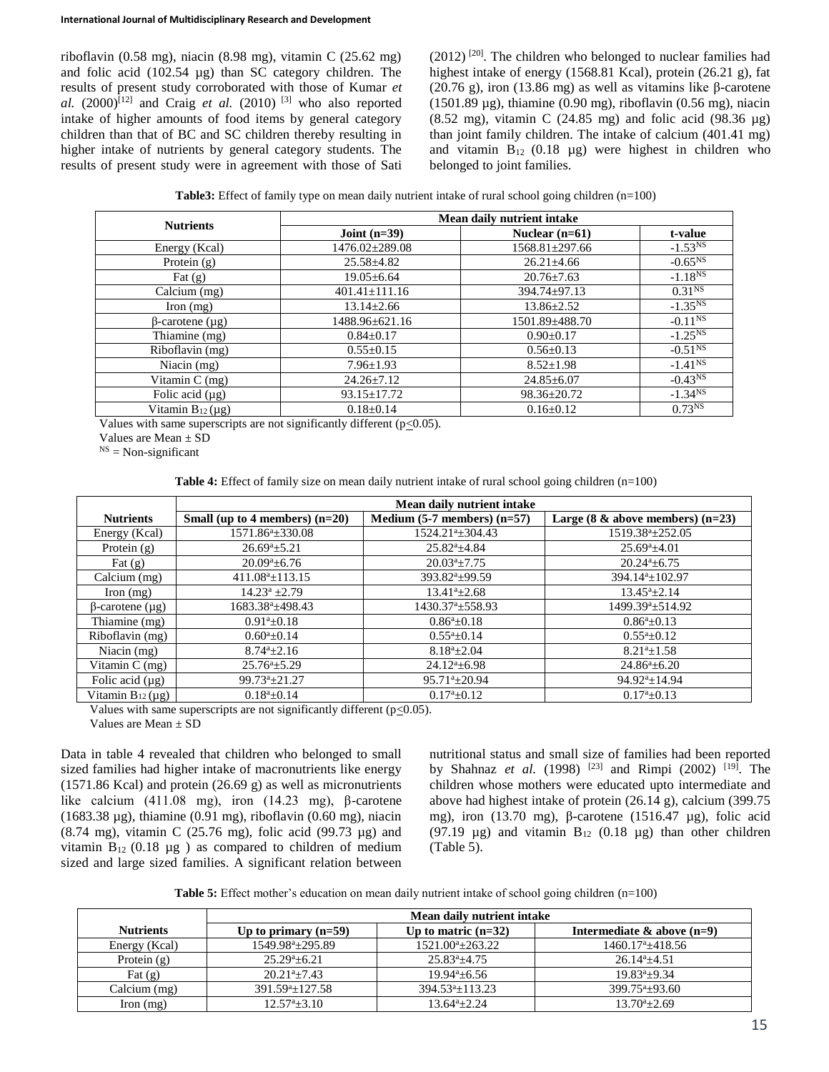riboflavin (0.58 mg), niacin (8.98 mg), vitamin C (25.62 mg) and folic acid (102.54 µg) than SC category children. The results of present study corroborated with those of Kumar *et al.* (2000)[12] and Craig *et al.* (2010) [3] who also reported intake of higher amounts of food items by general category children than that of BC and SC children thereby resulting in higher intake of nutrients by general category students. The results of present study were in agreement with those of Sati (2012) [20]. The children who belonged to nuclear families had highest intake of energy (1568.81 Kcal), protein (26.21 g), fat (20.76 g), iron (13.86 mg) as well as vitamins like β-carotene (1501.89 µg), thiamine (0.90 mg), riboflavin (0.56 mg), niacin (8.52 mg), vitamin C (24.85 mg) and folic acid (98.36 µg) than joint family children. The intake of calcium (401.41 mg) and vitamin $B_{12}$ (0.18 µg) were highest in children who belonged to joint families.

**Table3:** Effect of family type on mean daily nutrient intake of rural school going children (n=100)

| Nutrients | Mean daily nutrient intake | | |
|---|---|---|---|
| | Joint (n=39) | Nuclear (n=61) | t-value |
| Energy (Kcal) | 1476.02±289.08 | 1568.81±297.66 | $-1.53^{NS}$ |
| Protein (g) | 25.58±4.82 | 26.21±4.66 | $-0.65^{NS}$ |
| Fat (g) | 19.05±6.64 | 20.76±7.63 | $-1.18^{NS}$ |
| Calcium (mg) | 401.41±111.16 | 394.74±97.13 | $0.31^{NS}$ |
| Iron (mg) | 13.14±2.66 | 13.86±2.52 | $-1.35^{NS}$ |
| β-carotene (µg) | 1488.96±621.16 | 1501.89±488.70 | $-0.11^{NS}$ |
| Thiamine (mg) | 0.84±0.17 | 0.90±0.17 | $-1.25^{NS}$ |
| Riboflavin (mg) | 0.55±0.15 | 0.56±0.13 | $-0.51^{NS}$ |
| Niacin (mg) | 7.96±1.93 | 8.52±1.98 | $-1.41^{NS}$ |
| Vitamin C (mg) | 24.26±7.12 | 24.85±6.07 | $-0.43^{NS}$ |
| Folic acid (µg) | 93.15±17.72 | 98.36±20.72 | $-1.34^{NS}$ |
| Vitamin $B_{12}$ (µg) | 0.18±0.14 | 0.16±0.12 | $0.73^{NS}$ |

Values with same superscripts are not significantly different ($p \leq 0.05$).

Values are Mean ± SD

NS = Non-significant

**Table 4:** Effect of family size on mean daily nutrient intake of rural school going children (n=100)

| | Mean daily nutrient intake | | |
|---|---|---|---|
| Nutrients | Small (up to 4 members) (n=20) | Medium (5-7 members) (n=57) | Large (8 & above members) (n=23) |
| Energy (Kcal) | $1571.86^a$±330.08 | $1524.21^a$±304.43 | $1519.38^a$±252.05 |
| Protein (g) | $26.69^a$±5.21 | $25.82^a$±4.84 | $25.69^a$±4.01 |
| Fat (g) | $20.09^a$±6.76 | $20.03^a$±7.75 | $20.24^a$±6.75 |
| Calcium (mg) | $411.08^a$±113.15 | $393.82^a$±99.59 | $394.14^a$±102.97 |
| Iron (mg) | $14.23^a$ ±2.79 | $13.41^a$±2.68 | $13.45^a$±2.14 |
| β-carotene (µg) | $1683.38^a$±498.43 | $1430.37^a$±558.93 | $1499.39^a$±514.92 |
| Thiamine (mg) | $0.91^a$±0.18 | $0.86^a$±0.18 | $0.86^a$±0.13 |
| Riboflavin (mg) | $0.60^a$±0.14 | $0.55^a$±0.14 | $0.55^a$±0.12 |
| Niacin (mg) | $8.74^a$±2.16 | $8.18^a$±2.04 | $8.21^a$±1.58 |
| Vitamin C (mg) | $25.76^a$±5.29 | $24.12^a$±6.98 | $24.86^a$±6.20 |
| Folic acid (µg) | $99.73^a$±21.27 | $95.71^a$±20.94 | $94.92^a$±14.94 |
| Vitamin $B_{12}$ (µg) | $0.18^a$±0.14 | $0.17^a$±0.12 | $0.17^a$±0.13 |

Values with same superscripts are not significantly different ($p \leq 0.05$).

Values are Mean ± SD

Data in table 4 revealed that children who belonged to small sized families had higher intake of macronutrients like energy (1571.86 Kcal) and protein (26.69 g) as well as micronutrients like calcium (411.08 mg), iron (14.23 mg), β-carotene (1683.38 µg), thiamine (0.91 mg), riboflavin (0.60 mg), niacin (8.74 mg), vitamin C (25.76 mg), folic acid (99.73 µg) and vitamin $B_{12}$ (0.18 µg ) as compared to children of medium sized and large sized families. A significant relation between nutritional status and small size of families had been reported by Shahnaz *et al.* (1998) [23] and Rimpi (2002) [19]. The children whose mothers were educated upto intermediate and above had highest intake of protein (26.14 g), calcium (399.75 mg), iron (13.70 mg), β-carotene (1516.47 µg), folic acid (97.19 µg) and vitamin $B_{12}$ (0.18 µg) than other children (Table 5).

**Table 5:** Effect mother's education on mean daily nutrient intake of school going children (n=100)

| | Mean daily nutrient intake | | |
|---|---|---|---|
| Nutrients | Up to primary (n=59) | Up to matric (n=32) | Intermediate & above (n=9) |
| Energy (Kcal) | $1549.98^a$±295.89 | $1521.00^a$±263.22 | $1460.17^a$±418.56 |
| Protein (g) | $25.29^a$±6.21 | $25.83^a$±4.75 | $26.14^a$±4.51 |
| Fat (g) | $20.21^a$±7.43 | $19.94^a$±6.56 | $19.83^a$±9.34 |
| Calcium (mg) | $391.59^a$±127.58 | $394.53^a$±113.23 | $399.75^a$±93.60 |
| Iron (mg) | $12.57^a$±3.10 | $13.64^a$±2.24 | $13.70^a$±2.69 |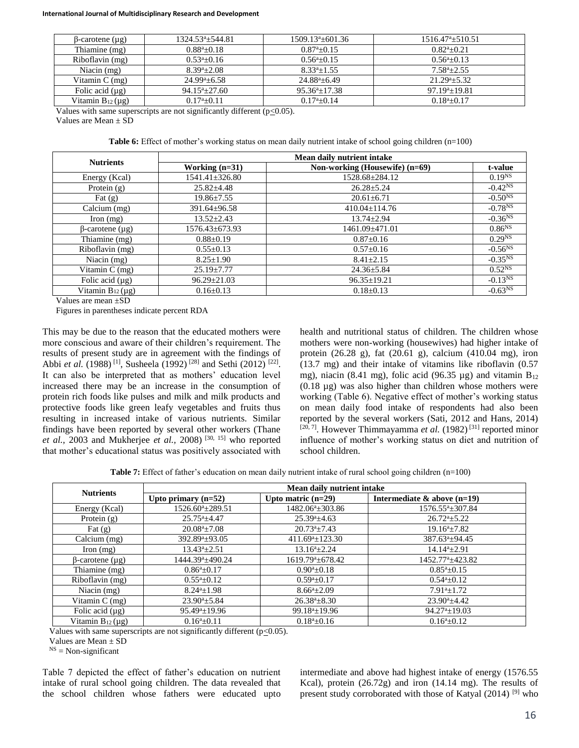| β-carotene (µg) | 1324.53$^a$±544.81 | 1509.13$^a$±601.36 | 1516.47$^a$±510.51 |
|---|---|---|---|
| Thiamine (mg) | 0.88$^a$±0.18 | 0.87$^a$±0.15 | 0.82$^a$±0.21 |
| Riboflavin (mg) | 0.53$^a$±0.16 | 0.56$^a$±0.15 | 0.56$^a$±0.13 |
| Niacin (mg) | 8.39$^a$±2.08 | 8.33$^a$±1.55 | 7.58$^a$±2.55 |
| Vitamin C (mg) | 24.99$^a$±6.58 | 24.88$^a$±6.49 | 21.29$^a$±5.32 |
| Folic acid (µg) | 94.15$^a$±27.60 | 95.36$^a$±17.38 | 97.19$^a$±19.81 |
| Vitamin $B_{12}$ (µg) | 0.17$^a$±0.11 | 0.17$^a$±0.14 | 0.18$^a$±0.17 |

Values with same superscripts are not significantly different ($p \leq 0.05$).
Values are Mean ± SD

**Table 6:** Effect of mother's working status on mean daily nutrient intake of school going children (n=100)

| Nutrients | Mean daily nutrient intake | | |
|---|---|---|---|
| | Working (n=31) | Non-working (Housewife) (n=69) | t-value |
| Energy (Kcal) | 1541.41±326.80 | 1528.68±284.12 | 0.19$^{NS}$ |
| Protein (g) | 25.82±4.48 | 26.28±5.24 | -0.42$^{NS}$ |
| Fat (g) | 19.86±7.55 | 20.61±6.71 | -0.50$^{NS}$ |
| Calcium (mg) | 391.64±96.58 | 410.04±114.76 | -0.78$^{NS}$ |
| Iron (mg) | 13.52±2.43 | 13.74±2.94 | -0.36$^{NS}$ |
| β-carotene (µg) | 1576.43±673.93 | 1461.09±471.01 | 0.86$^{NS}$ |
| Thiamine (mg) | 0.88±0.19 | 0.87±0.16 | 0.29$^{NS}$ |
| Riboflavin (mg) | 0.55±0.13 | 0.57±0.16 | -0.56$^{NS}$ |
| Niacin (mg) | 8.25±1.90 | 8.41±2.15 | -0.35$^{NS}$ |
| Vitamin C (mg) | 25.19±7.77 | 24.36±5.84 | 0.52$^{NS}$ |
| Folic acid (µg) | 96.29±21.03 | 96.35±19.21 | -0.13$^{NS}$ |
| Vitamin $B_{12}$ (µg) | 0.16±0.13 | 0.18±0.13 | -0.63$^{NS}$ |

Values are mean ±SD
Figures in parentheses indicate percent RDA

This may be due to the reason that the educated mothers were more conscious and aware of their children's requirement. The results of present study are in agreement with the findings of Abbi *et al.* (1988) [1], Susheela (1992) [28] and Sethi (2012) [22]. It can also be interpreted that as mothers' education level increased there may be an increase in the consumption of protein rich foods like pulses and milk and milk products and protective foods like green leafy vegetables and fruits thus resulting in increased intake of various nutrients. Similar findings have been reported by several other workers (Thane *et al.*, 2003 and Mukherjee *et al.*, 2008) [30, 15] who reported that mother's educational status was positively associated with health and nutritional status of children. The children whose mothers were non-working (housewives) had higher intake of protein (26.28 g), fat (20.61 g), calcium (410.04 mg), iron (13.7 mg) and their intake of vitamins like riboflavin (0.57 mg), niacin (8.41 mg), folic acid (96.35 µg) and vitamin $B_{12}$ (0.18 µg) was also higher than children whose mothers were working (Table 6). Negative effect of mother's working status on mean daily food intake of respondents had also been reported by the several workers (Sati, 2012 and Hans, 2014) [20, 7]. However Thimmayamma *et al.* (1982) [31] reported minor influence of mother's working status on diet and nutrition of school children.

**Table 7:** Effect of father's education on mean daily nutrient intake of rural school going children (n=100)

| Nutrients | Mean daily nutrient intake | | |
|---|---|---|---|
| | Upto primary (n=52) | Upto matric (n=29) | Intermediate & above (n=19) |
| Energy (Kcal) | 1526.60$^a$±289.51 | 1482.06$^a$±303.86 | 1576.55$^a$±307.84 |
| Protein (g) | 25.75$^a$±4.47 | 25.39$^a$±4.63 | 26.72$^a$±5.22 |
| Fat (g) | 20.08$^a$±7.08 | 20.73$^a$±7.43 | 19.16$^a$±7.82 |
| Calcium (mg) | 392.89$^a$±93.05 | 411.69$^a$±123.30 | 387.63$^a$±94.45 |
| Iron (mg) | 13.43$^a$±2.51 | 13.16$^a$±2.24 | 14.14$^a$±2.91 |
| β-carotene (µg) | 1444.39$^a$±490.24 | 1619.79$^a$±678.42 | 1452.77$^a$±423.82 |
| Thiamine (mg) | 0.86$^a$±0.17 | 0.90$^a$±0.18 | 0.85$^a$±0.15 |
| Riboflavin (mg) | 0.55$^a$±0.12 | 0.59$^a$±0.17 | 0.54$^a$±0.12 |
| Niacin (mg) | 8.24$^a$±1.98 | 8.66$^a$±2.09 | 7.91$^a$±1.72 |
| Vitamin C (mg) | 23.90$^a$±5.84 | 26.38$^a$±8.30 | 23.90$^a$±4.42 |
| Folic acid (µg) | 95.49$^a$±19.96 | 99.18$^a$±19.96 | 94.27$^a$±19.03 |
| Vitamin $B_{12}$ (µg) | 0.16$^a$±0.11 | 0.18$^a$±0.16 | 0.16$^a$±0.12 |

Values with same superscripts are not significantly different ($p \leq 0.05$).
Values are Mean ± SD
$^{NS}$ = Non-significant

Table 7 depicted the effect of father's education on nutrient intake of rural school going children. The data revealed that the school children whose fathers were educated upto intermediate and above had highest intake of energy (1576.55 Kcal), protein (26.72g) and iron (14.14 mg). The results of present study corroborated with those of Katyal (2014) [9] who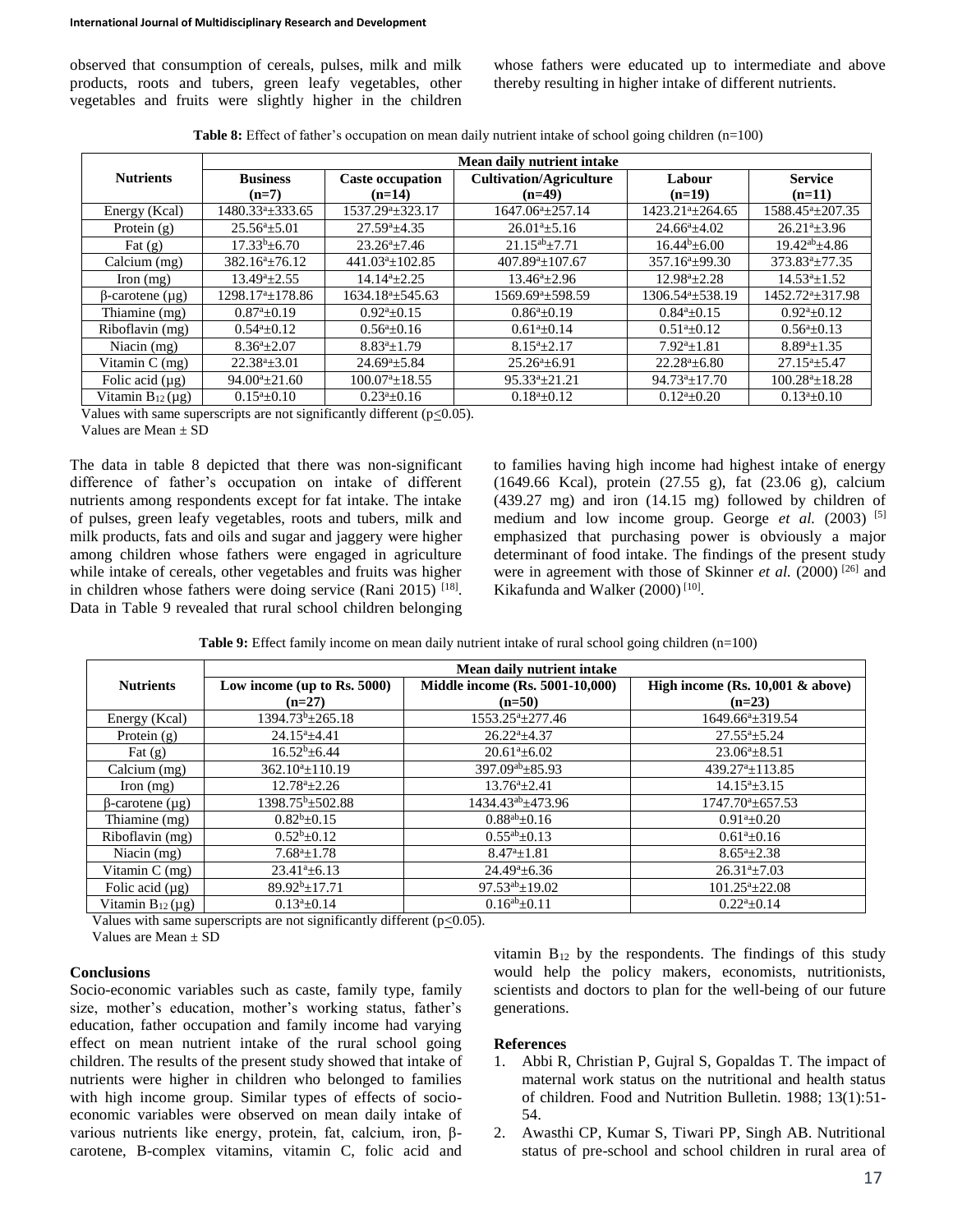observed that consumption of cereals, pulses, milk and milk products, roots and tubers, green leafy vegetables, other vegetables and fruits were slightly higher in the children whose fathers were educated up to intermediate and above thereby resulting in higher intake of different nutrients.

**Table 8:** Effect of father's occupation on mean daily nutrient intake of school going children (n=100)

| Nutrients | Mean daily nutrient intake | | | | |
|---|---|---|---|---|---|
| | **Business (n=7)** | **Caste occupation (n=14)** | **Cultivation/Agriculture (n=49)** | **Labour (n=19)** | **Service (n=11)** |
| Energy (Kcal) | $1480.33^{a}$±333.65 | $1537.29^{a}$±323.17 | $1647.06^{a}$±257.14 | $1423.21^{a}$±264.65 | $1588.45^{a}$±207.35 |
| Protein (g) | $25.56^{a}$±5.01 | $27.59^{a}$±4.35 | $26.01^{a}$±5.16 | $24.66^{a}$±4.02 | $26.21^{a}$±3.96 |
| Fat (g) | $17.33^{b}$±6.70 | $23.26^{a}$±7.46 | $21.15^{ab}$±7.71 | $16.44^{b}$±6.00 | $19.42^{ab}$±4.86 |
| Calcium (mg) | $382.16^{a}$±76.12 | $441.03^{a}$±102.85 | $407.89^{a}$±107.67 | $357.16^{a}$±99.30 | $373.83^{a}$±77.35 |
| Iron (mg) | $13.49^{a}$±2.55 | $14.14^{a}$±2.25 | $13.46^{a}$±2.96 | $12.98^{a}$±2.28 | $14.53^{a}$±1.52 |
| β-carotene (µg) | $1298.17^{a}$±178.86 | $1634.18^{a}$±545.63 | $1569.69^{a}$±598.59 | $1306.54^{a}$±538.19 | $1452.72^{a}$±317.98 |
| Thiamine (mg) | $0.87^{a}$±0.19 | $0.92^{a}$±0.15 | $0.86^{a}$±0.19 | $0.84^{a}$±0.15 | $0.92^{a}$±0.12 |
| Riboflavin (mg) | $0.54^{a}$±0.12 | $0.56^{a}$±0.16 | $0.61^{a}$±0.14 | $0.51^{a}$±0.12 | $0.56^{a}$±0.13 |
| Niacin (mg) | $8.36^{a}$±2.07 | $8.83^{a}$±1.79 | $8.15^{a}$±2.17 | $7.92^{a}$±1.81 | $8.89^{a}$±1.35 |
| Vitamin C (mg) | $22.38^{a}$±3.01 | $24.69^{a}$±5.84 | $25.26^{a}$±6.91 | $22.28^{a}$±6.80 | $27.15^{a}$±5.47 |
| Folic acid (µg) | $94.00^{a}$±21.60 | $100.07^{a}$±18.55 | $95.33^{a}$±21.21 | $94.73^{a}$±17.70 | $100.28^{a}$±18.28 |
| Vitamin $B_{12}$ (µg) | $0.15^{a}$±0.10 | $0.23^{a}$±0.16 | $0.18^{a}$±0.12 | $0.12^{a}$±0.20 | $0.13^{a}$±0.10 |

Values with same superscripts are not significantly different ($p \leq 0.05$).
Values are Mean ± SD

The data in table 8 depicted that there was non-significant difference of father's occupation on intake of different nutrients among respondents except for fat intake. The intake of pulses, green leafy vegetables, roots and tubers, milk and milk products, fats and oils and sugar and jaggery were higher among children whose fathers were engaged in agriculture while intake of cereals, other vegetables and fruits was higher in children whose fathers were doing service (Rani 2015) [18]. Data in Table 9 revealed that rural school children belonging to families having high income had highest intake of energy (1649.66 Kcal), protein (27.55 g), fat (23.06 g), calcium (439.27 mg) and iron (14.15 mg) followed by children of medium and low income group. George *et al.* (2003) [5] emphasized that purchasing power is obviously a major determinant of food intake. The findings of the present study were in agreement with those of Skinner *et al.* (2000) [26] and Kikafunda and Walker (2000) [10].

**Table 9:** Effect family income on mean daily nutrient intake of rural school going children (n=100)

| Nutrients | Mean daily nutrient intake | | |
|---|---|---|---|
| | **Low income (up to Rs. 5000) (n=27)** | **Middle income (Rs. 5001-10,000) (n=50)** | **High income (Rs. 10,001 & above) (n=23)** |
| Energy (Kcal) | $1394.73^{b}$±265.18 | $1553.25^{a}$±277.46 | $1649.66^{a}$±319.54 |
| Protein (g) | $24.15^{a}$±4.41 | $26.22^{a}$±4.37 | $27.55^{a}$±5.24 |
| Fat (g) | $16.52^{b}$±6.44 | $20.61^{a}$±6.02 | $23.06^{a}$±8.51 |
| Calcium (mg) | $362.10^{a}$±110.19 | $397.09^{ab}$±85.93 | $439.27^{a}$±113.85 |
| Iron (mg) | $12.78^{a}$±2.26 | $13.76^{a}$±2.41 | $14.15^{a}$±3.15 |
| β-carotene (µg) | $1398.75^{b}$±502.88 | $1434.43^{ab}$±473.96 | $1747.70^{a}$±657.53 |
| Thiamine (mg) | $0.82^{b}$±0.15 | $0.88^{ab}$±0.16 | $0.91^{a}$±0.20 |
| Riboflavin (mg) | $0.52^{b}$±0.12 | $0.55^{ab}$±0.13 | $0.61^{a}$±0.16 |
| Niacin (mg) | $7.68^{a}$±1.78 | $8.47^{a}$±1.81 | $8.65^{a}$±2.38 |
| Vitamin C (mg) | $23.41^{a}$±6.13 | $24.49^{a}$±6.36 | $26.31^{a}$±7.03 |
| Folic acid (µg) | $89.92^{b}$±17.71 | $97.53^{ab}$±19.02 | $101.25^{a}$±22.08 |
| Vitamin $B_{12}$ (µg) | $0.13^{a}$±0.14 | $0.16^{ab}$±0.11 | $0.22^{a}$±0.14 |

Values with same superscripts are not significantly different ($p \leq 0.05$).
Values are Mean ± SD

## Conclusions

Socio-economic variables such as caste, family type, family size, mother's education, mother's working status, father's education, father occupation and family income had varying effect on mean nutrient intake of the rural school going children. The results of the present study showed that intake of nutrients were higher in children who belonged to families with high income group. Similar types of effects of socio-economic variables were observed on mean daily intake of various nutrients like energy, protein, fat, calcium, iron, β-carotene, B-complex vitamins, vitamin C, folic acid and vitamin $B_{12}$ by the respondents. The findings of this study would help the policy makers, economists, nutritionists, scientists and doctors to plan for the well-being of our future generations.

## References

1. Abbi R, Christian P, Gujral S, Gopaldas T. The impact of maternal work status on the nutritional and health status of children. Food and Nutrition Bulletin. 1988; 13(1):51-54.
2. Awasthi CP, Kumar S, Tiwari PP, Singh AB. Nutritional status of pre-school and school children in rural area of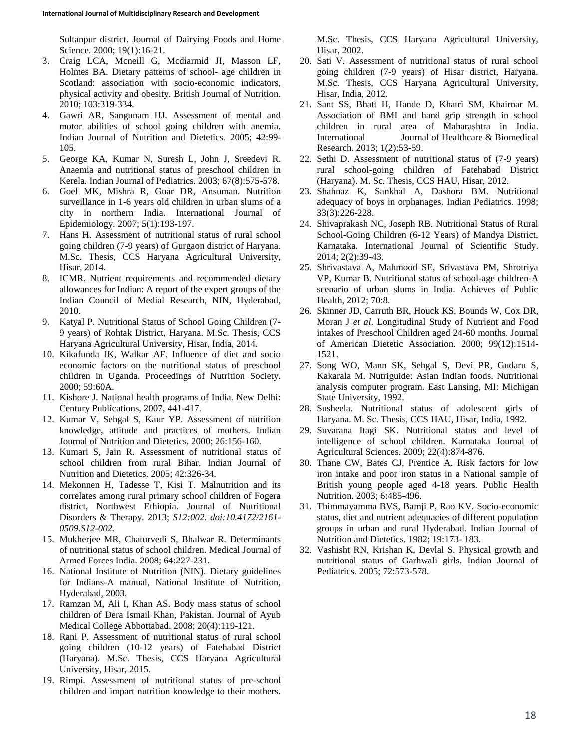Sultanpur district. Journal of Dairying Foods and Home Science. 2000; 19(1):16-21.

3. Craig LCA, Mcneill G, Mcdiarmid JI, Masson LF, Holmes BA. Dietary patterns of school- age children in Scotland: association with socio-economic indicators, physical activity and obesity. British Journal of Nutrition. 2010; 103:319-334.
4. Gawri AR, Sangunam HJ. Assessment of mental and motor abilities of school going children with anemia. Indian Journal of Nutrition and Dietetics. 2005; 42:99-105.
5. George KA, Kumar N, Suresh L, John J, Sreedevi R. Anaemia and nutritional status of preschool children in Kerela. Indian Journal of Pediatrics. 2003; 67(8):575-578.
6. Goel MK, Mishra R, Guar DR, Ansuman. Nutrition surveillance in 1-6 years old children in urban slums of a city in northern India. International Journal of Epidemiology. 2007; 5(1):193-197.
7. Hans H. Assessment of nutritional status of rural school going children (7-9 years) of Gurgaon district of Haryana. M.Sc. Thesis, CCS Haryana Agricultural University, Hisar, 2014.
8. ICMR. Nutrient requirements and recommended dietary allowances for Indian: A report of the expert groups of the Indian Council of Medial Research, NIN, Hyderabad, 2010.
9. Katyal P. Nutritional Status of School Going Children (7-9 years) of Rohtak District, Haryana. M.Sc. Thesis, CCS Haryana Agricultural University, Hisar, India, 2014.
10. Kikafunda JK, Walkar AF. Influence of diet and socio economic factors on the nutritional status of preschool children in Uganda. Proceedings of Nutrition Society. 2000; 59:60A.
11. Kishore J. National health programs of India. New Delhi: Century Publications, 2007, 441-417.
12. Kumar V, Sehgal S, Kaur YP. Assessment of nutrition knowledge, attitude and practices of mothers. Indian Journal of Nutrition and Dietetics. 2000; 26:156-160.
13. Kumari S, Jain R. Assessment of nutritional status of school children from rural Bihar. Indian Journal of Nutrition and Dietetics. 2005; 42:326-34.
14. Mekonnen H, Tadesse T, Kisi T. Malnutrition and its correlates among rural primary school children of Fogera district, Northwest Ethiopia. Journal of Nutritional Disorders & Therapy. 2013; *S12:002. doi:10.4172/2161-0509.S12-002.*
15. Mukherjee MR, Chaturvedi S, Bhalwar R. Determinants of nutritional status of school children. Medical Journal of Armed Forces India. 2008; 64:227-231.
16. National Institute of Nutrition (NIN). Dietary guidelines for Indians-A manual, National Institute of Nutrition, Hyderabad, 2003.
17. Ramzan M, Ali I, Khan AS. Body mass status of school children of Dera Ismail Khan, Pakistan. Journal of Ayub Medical College Abbottabad. 2008; 20(4):119-121.
18. Rani P. Assessment of nutritional status of rural school going children (10-12 years) of Fatehabad District (Haryana). M.Sc. Thesis, CCS Haryana Agricultural University, Hisar, 2015.
19. Rimpi. Assessment of nutritional status of pre-school children and impart nutrition knowledge to their mothers. M.Sc. Thesis, CCS Haryana Agricultural University, Hisar, 2002.
20. Sati V. Assessment of nutritional status of rural school going children (7-9 years) of Hisar district, Haryana. M.Sc. Thesis, CCS Haryana Agricultural University, Hisar, India, 2012.
21. Sant SS, Bhatt H, Hande D, Khatri SM, Khairnar M. Association of BMI and hand grip strength in school children in rural area of Maharashtra in India. International Journal of Healthcare & Biomedical Research. 2013; 1(2):53-59.
22. Sethi D. Assessment of nutritional status of (7-9 years) rural school-going children of Fatehabad District (Haryana). M. Sc. Thesis, CCS HAU, Hisar, 2012.
23. Shahnaz K, Sankhal A, Dashora BM. Nutritional adequacy of boys in orphanages. Indian Pediatrics. 1998; 33(3):226-228.
24. Shivaprakash NC, Joseph RB. Nutritional Status of Rural School-Going Children (6-12 Years) of Mandya District, Karnataka. International Journal of Scientific Study. 2014; 2(2):39-43.
25. Shrivastava A, Mahmood SE, Srivastava PM, Shrotriya VP, Kumar B. Nutritional status of school-age children-A scenario of urban slums in India. Achieves of Public Health, 2012; 70:8.
26. Skinner JD, Carruth BR, Houck KS, Bounds W, Cox DR, Moran J *et al*. Longitudinal Study of Nutrient and Food intakes of Preschool Children aged 24-60 months. Journal of American Dietetic Association. 2000; 99(12):1514-1521.
27. Song WO, Mann SK, Sehgal S, Devi PR, Gudaru S, Kakarala M. Nutriguide: Asian Indian foods. Nutritional analysis computer program. East Lansing, MI: Michigan State University, 1992.
28. Susheela. Nutritional status of adolescent girls of Haryana. M. Sc. Thesis, CCS HAU, Hisar, India, 1992.
29. Suvarana Itagi SK. Nutritional status and level of intelligence of school children. Karnataka Journal of Agricultural Sciences. 2009; 22(4):874-876.
30. Thane CW, Bates CJ, Prentice A. Risk factors for low iron intake and poor iron status in a National sample of British young people aged 4-18 years. Public Health Nutrition. 2003; 6:485-496.
31. Thimmayamma BVS, Bamji P, Rao KV. Socio-economic status, diet and nutrient adequacies of different population groups in urban and rural Hyderabad. Indian Journal of Nutrition and Dietetics. 1982; 19:173- 183.
32. Vashisht RN, Krishan K, Devlal S. Physical growth and nutritional status of Garhwali girls. Indian Journal of Pediatrics. 2005; 72:573-578.